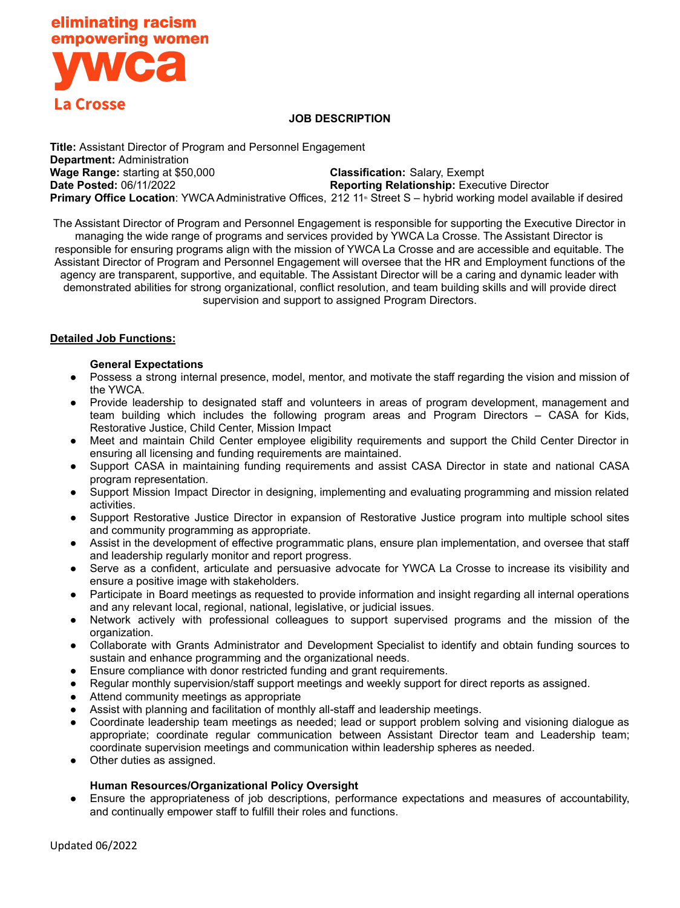eliminating racism
empowering women
**ywca**
La Crosse

# JOB DESCRIPTION

**Title:** Assistant Director of Program and Personnel Engagement
**Department:** Administration
**Wage Range:** starting at $50,000 **Classification:** Salary, Exempt
**Date Posted:** 06/11/2022 **Reporting Relationship:** Executive Director
**Primary Office Location**: YWCA Administrative Offices, 212 11th Street S – hybrid working model available if desired

The Assistant Director of Program and Personnel Engagement is responsible for supporting the Executive Director in managing the wide range of programs and services provided by YWCA La Crosse. The Assistant Director is responsible for ensuring programs align with the mission of YWCA La Crosse and are accessible and equitable. The Assistant Director of Program and Personnel Engagement will oversee that the HR and Employment functions of the agency are transparent, supportive, and equitable. The Assistant Director will be a caring and dynamic leader with demonstrated abilities for strong organizational, conflict resolution, and team building skills and will provide direct supervision and support to assigned Program Directors.

## Detailed Job Functions:

### General Expectations

- Possess a strong internal presence, model, mentor, and motivate the staff regarding the vision and mission of the YWCA.
- Provide leadership to designated staff and volunteers in areas of program development, management and team building which includes the following program areas and Program Directors – CASA for Kids, Restorative Justice, Child Center, Mission Impact
- Meet and maintain Child Center employee eligibility requirements and support the Child Center Director in ensuring all licensing and funding requirements are maintained.
- Support CASA in maintaining funding requirements and assist CASA Director in state and national CASA program representation.
- Support Mission Impact Director in designing, implementing and evaluating programming and mission related activities.
- Support Restorative Justice Director in expansion of Restorative Justice program into multiple school sites and community programming as appropriate.
- Assist in the development of effective programmatic plans, ensure plan implementation, and oversee that staff and leadership regularly monitor and report progress.
- Serve as a confident, articulate and persuasive advocate for YWCA La Crosse to increase its visibility and ensure a positive image with stakeholders.
- Participate in Board meetings as requested to provide information and insight regarding all internal operations and any relevant local, regional, national, legislative, or judicial issues.
- Network actively with professional colleagues to support supervised programs and the mission of the organization.
- Collaborate with Grants Administrator and Development Specialist to identify and obtain funding sources to sustain and enhance programming and the organizational needs.
- Ensure compliance with donor restricted funding and grant requirements.
- Regular monthly supervision/staff support meetings and weekly support for direct reports as assigned.
- Attend community meetings as appropriate
- Assist with planning and facilitation of monthly all-staff and leadership meetings.
- Coordinate leadership team meetings as needed; lead or support problem solving and visioning dialogue as appropriate; coordinate regular communication between Assistant Director team and Leadership team; coordinate supervision meetings and communication within leadership spheres as needed.
- Other duties as assigned.

### Human Resources/Organizational Policy Oversight

- Ensure the appropriateness of job descriptions, performance expectations and measures of accountability, and continually empower staff to fulfill their roles and functions.

Updated 06/2022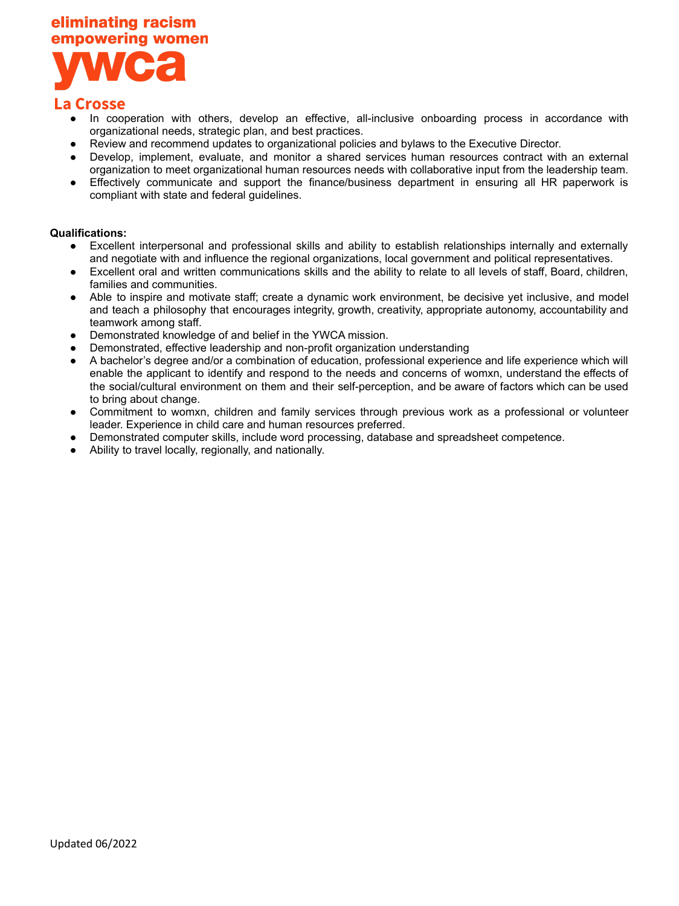- In cooperation with others, develop an effective, all-inclusive onboarding process in accordance with organizational needs, strategic plan, and best practices.
- Review and recommend updates to organizational policies and bylaws to the Executive Director.
- Develop, implement, evaluate, and monitor a shared services human resources contract with an external organization to meet organizational human resources needs with collaborative input from the leadership team.
- Effectively communicate and support the finance/business department in ensuring all HR paperwork is compliant with state and federal guidelines.

**Qualifications:**

- Excellent interpersonal and professional skills and ability to establish relationships internally and externally and negotiate with and influence the regional organizations, local government and political representatives.
- Excellent oral and written communications skills and the ability to relate to all levels of staff, Board, children, families and communities.
- Able to inspire and motivate staff; create a dynamic work environment, be decisive yet inclusive, and model and teach a philosophy that encourages integrity, growth, creativity, appropriate autonomy, accountability and teamwork among staff.
- Demonstrated knowledge of and belief in the YWCA mission.
- Demonstrated, effective leadership and non-profit organization understanding
- A bachelor's degree and/or a combination of education, professional experience and life experience which will enable the applicant to identify and respond to the needs and concerns of womxn, understand the effects of the social/cultural environment on them and their self-perception, and be aware of factors which can be used to bring about change.
- Commitment to womxn, children and family services through previous work as a professional or volunteer leader. Experience in child care and human resources preferred.
- Demonstrated computer skills, include word processing, database and spreadsheet competence.
- Ability to travel locally, regionally, and nationally.

Updated 06/2022